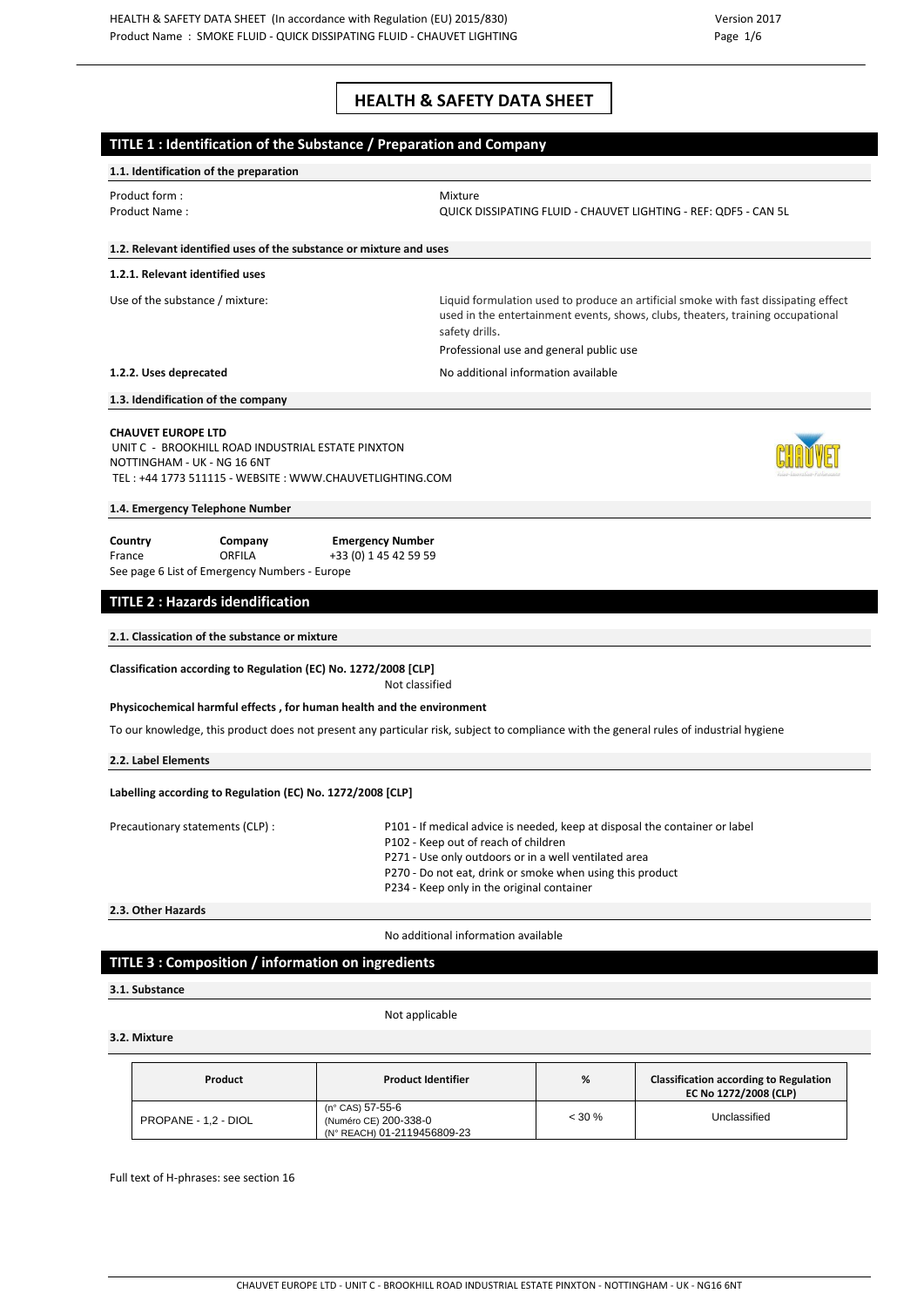# HEALTH & SAFETY DATA SHEET

## TITLE 1 : Identification of the Substance / Preparation and Company

### 1.1. Identification of the preparation

Product form : Mixture

Product Name : QUICK DISSIPATING FLUID - CHAUVET LIGHTING - REF: QDF5 - CAN 5L

### 1.2. Relevant identified uses of the substance or mixture and uses

#### 1.2.1. Relevant identified uses

Use of the substance / mixture: Liquid formulation used to produce an artificial smoke with fast dissipating effect used in the entertainment events, shows, clubs, theaters, training occupational safety drills.

Professional use and general public use

**1.2.2. Uses deprecated** No additional information available

### 1.3. Idendification of the company

**CHAUVET EUROPE LTD**
UNIT C - BROOKHILL ROAD INDUSTRIAL ESTATE PINXTON
NOTTINGHAM - UK - NG 16 6NT
TEL : +44 1773 511115 - WEBSITE : WWW.CHAUVETLIGHTING.COM

### 1.4. Emergency Telephone Number

| **Country** | **Company** | **Emergency Number** |
|---|---|---|
| France | ORFILA | +33 (0) 1 45 42 59 59 |

See page 6 List of Emergency Numbers - Europe

## TITLE 2 : Hazards idendification

### 2.1. Classication of the substance or mixture

**Classification according to Regulation (EC) No. 1272/2008 [CLP]**

Not classified

**Physicochemical harmful effects , for human health and the environment**

To our knowledge, this product does not present any particular risk, subject to compliance with the general rules of industrial hygiene

### 2.2. Label Elements

**Labelling according to Regulation (EC) No. 1272/2008 [CLP]**

Precautionary statements (CLP) :

- P101 - If medical advice is needed, keep at disposal the container or label
- P102 - Keep out of reach of children
- P271 - Use only outdoors or in a well ventilated area
- P270 - Do not eat, drink or smoke when using this product
- P234 - Keep only in the original container

### 2.3. Other Hazards

No additional information available

## TITLE 3 : Composition / information on ingredients

### 3.1. Substance

Not applicable

### 3.2. Mixture

| Product | Product Identifier | % | Classification according to Regulation EC No 1272/2008 (CLP) |
|---|---|---|---|
| PROPANE - 1,2 - DIOL | (n° CAS) 57-55-6<br>(Numéro CE) 200-338-0<br>(N° REACH) 01-2119456809-23 | < 30 % | Unclassified |

Full text of H-phrases: see section 16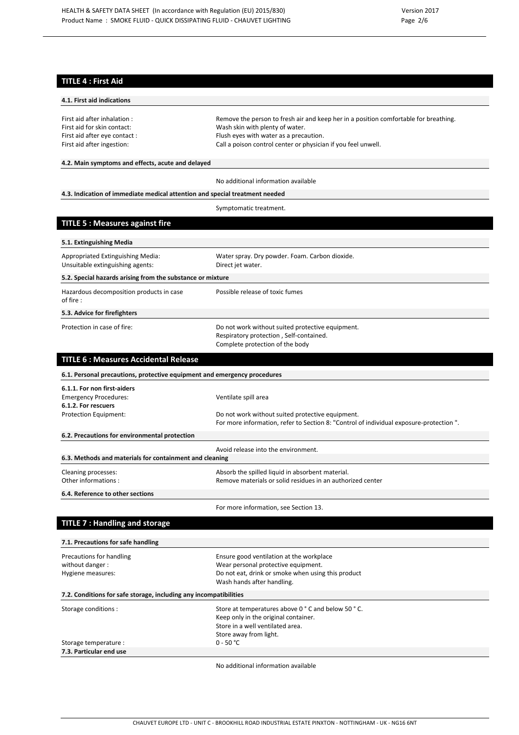## TITLE 4 : First Aid

### 4.1. First aid indications

| | |
|---|---|
| First aid after inhalation : | Remove the person to fresh air and keep her in a position comfortable for breathing. |
| First aid for skin contact: | Wash skin with plenty of water. |
| First aid after eye contact : | Flush eyes with water as a precaution. |
| First aid after ingestion: | Call a poison control center or physician if you feel unwell. |

### 4.2. Main symptoms and effects, acute and delayed

No additional information available

### 4.3. Indication of immediate medical attention and special treatment needed

Symptomatic treatment.

## TITLE 5 : Measures against fire

### 5.1. Extinguishing Media

| | |
|---|---|
| Appropriated Extinguishing Media: | Water spray. Dry powder. Foam. Carbon dioxide. |
| Unsuitable extinguishing agents: | Direct jet water. |

### 5.2. Special hazards arising from the substance or mixture

| | |
|---|---|
| Hazardous decomposition products in case of fire : | Possible release of toxic fumes |

### 5.3. Advice for firefighters

| | |
|---|---|
| Protection in case of fire: | Do not work without suited protective equipment.<br>Respiratory protection , Self-contained.<br>Complete protection of the body |

## TITLE 6 : Measures Accidental Release

### 6.1. Personal precautions, protective equipment and emergency procedures

**6.1.1. For non first-aiders**

| | |
|---|---|
| Emergency Procedures: | Ventilate spill area |

**6.1.2. For rescuers**

| | |
|---|---|
| Protection Equipment: | Do not work without suited protective equipment.<br>For more information, refer to Section 8: "Control of individual exposure-protection ". |

### 6.2. Precautions for environmental protection

Avoid release into the environment.

### 6.3. Methods and materials for containment and cleaning

| | |
|---|---|
| Cleaning processes: | Absorb the spilled liquid in absorbent material. |
| Other informations : | Remove materials or solid residues in an authorized center |

### 6.4. Reference to other sections

For more information, see Section 13.

## TITLE 7 : Handling and storage

### 7.1. Precautions for safe handling

| | |
|---|---|
| Precautions for handling without danger : | Ensure good ventilation at the workplace<br>Wear personal protective equipment. |
| Hygiene measures: | Do not eat, drink or smoke when using this product<br>Wash hands after handling. |

### 7.2. Conditions for safe storage, including any incompatibilities

| | |
|---|---|
| Storage conditions : | Store at temperatures above 0 ° C and below 50 ° C.<br>Keep only in the original container.<br>Store in a well ventilated area.<br>Store away from light. |
| Storage temperature : | 0 - 50 °C |

### 7.3. Particular end use

No additional information available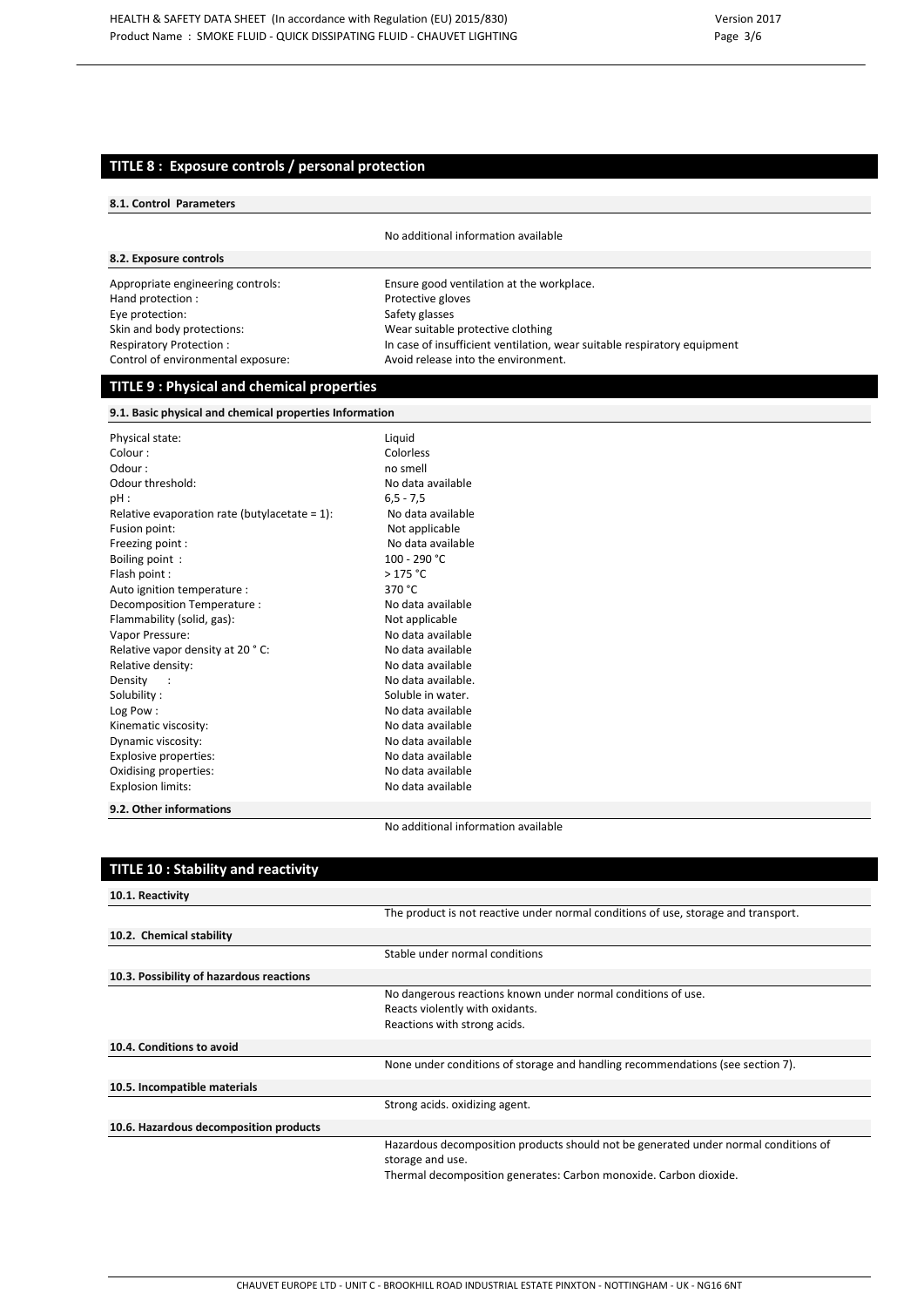## TITLE 8 : Exposure controls / personal protection

### 8.1. Control Parameters

No additional information available

### 8.2. Exposure controls

| | |
|---|---|
| Appropriate engineering controls: | Ensure good ventilation at the workplace. |
| Hand protection : | Protective gloves |
| Eye protection: | Safety glasses |
| Skin and body protections: | Wear suitable protective clothing |
| Respiratory Protection : | In case of insufficient ventilation, wear suitable respiratory equipment |
| Control of environmental exposure: | Avoid release into the environment. |

## TITLE 9 : Physical and chemical properties

### 9.1. Basic physical and chemical properties Information

| | |
|---|---|
| Physical state: | Liquid |
| Colour : | Colorless |
| Odour : | no smell |
| Odour threshold: | No data available |
| pH : | 6,5 - 7,5 |
| Relative evaporation rate (butylacetate = 1): | No data available |
| Fusion point: | Not applicable |
| Freezing point : | No data available |
| Boiling point : | 100 - 290 °C |
| Flash point : | > 175 °C |
| Auto ignition temperature : | 370 °C |
| Decomposition Temperature : | No data available |
| Flammability (solid, gas): | Not applicable |
| Vapor Pressure: | No data available |
| Relative vapor density at 20 ° C: | No data available |
| Relative density: | No data available |
| Density : | No data available. |
| Solubility : | Soluble in water. |
| Log Pow : | No data available |
| Kinematic viscosity: | No data available |
| Dynamic viscosity: | No data available |
| Explosive properties: | No data available |
| Oxidising properties: | No data available |
| Explosion limits: | No data available |

### 9.2. Other informations

No additional information available

## TITLE 10 : Stability and reactivity

### 10.1. Reactivity

The product is not reactive under normal conditions of use, storage and transport.

### 10.2. Chemical stability

Stable under normal conditions

### 10.3. Possibility of hazardous reactions

No dangerous reactions known under normal conditions of use.
Reacts violently with oxidants.
Reactions with strong acids.

### 10.4. Conditions to avoid

None under conditions of storage and handling recommendations (see section 7).

### 10.5. Incompatible materials

Strong acids. oxidizing agent.

### 10.6. Hazardous decomposition products

Hazardous decomposition products should not be generated under normal conditions of storage and use.
Thermal decomposition generates: Carbon monoxide. Carbon dioxide.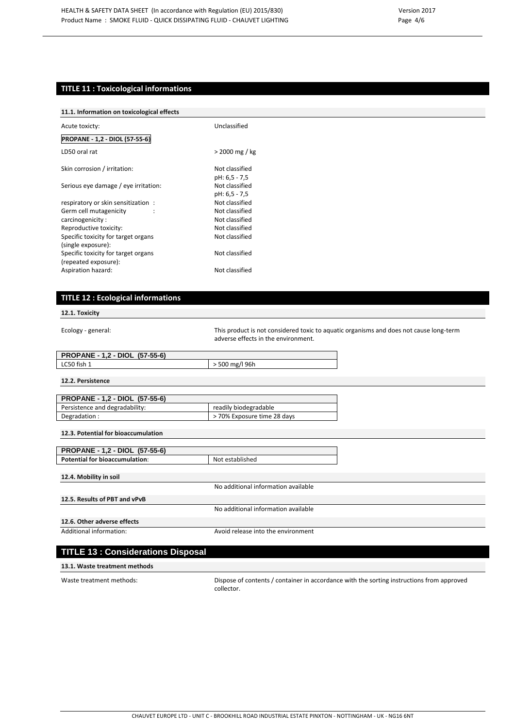## TITLE 11 : Toxicological informations

### 11.1. Information on toxicological effects

Acute toxicty: Unclassified

**PROPANE - 1,2 - DIOL (57-55-6)**

| | |
|---|---|
| LD50 oral rat | > 2000 mg / kg |
| Skin corrosion / irritation: | Not classified<br>pH: 6,5 - 7,5 |
| Serious eye damage / eye irritation: | Not classified<br>pH: 6,5 - 7,5 |
| respiratory or skin sensitization : | Not classified |
| Germ cell mutagenicity : | Not classified |
| carcinogenicity : | Not classified |
| Reproductive toxicity: | Not classified |
| Specific toxicity for target organs (single exposure): | Not classified |
| Specific toxicity for target organs (repeated exposure): | Not classified |
| Aspiration hazard: | Not classified |

## TITLE 12 : Ecological informations

### 12.1. Toxicity

Ecology - general: This product is not considered toxic to aquatic organisms and does not cause long-term adverse effects in the environment.

| PROPANE - 1,2 - DIOL (57-55-6) | |
|---|---|
| LC50 fish 1 | > 500 mg/l 96h |

### 12.2. Persistence

| PROPANE - 1,2 - DIOL (57-55-6) | |
|---|---|
| Persistence and degradability: | readily biodegradable |
| Degradation : | > 70% Exposure time 28 days |

### 12.3. Potential for bioaccumulation

| PROPANE - 1,2 - DIOL (57-55-6) | |
|---|---|
| **Potential for bioaccumulation**: | Not established |

### 12.4. Mobility in soil

No additional information available

### 12.5. Results of PBT and vPvB

No additional information available

### 12.6. Other adverse effects

Additional information: Avoid release into the environment

## TITLE 13 : Considerations Disposal

### 13.1. Waste treatment methods

Waste treatment methods: Dispose of contents / container in accordance with the sorting instructions from approved collector.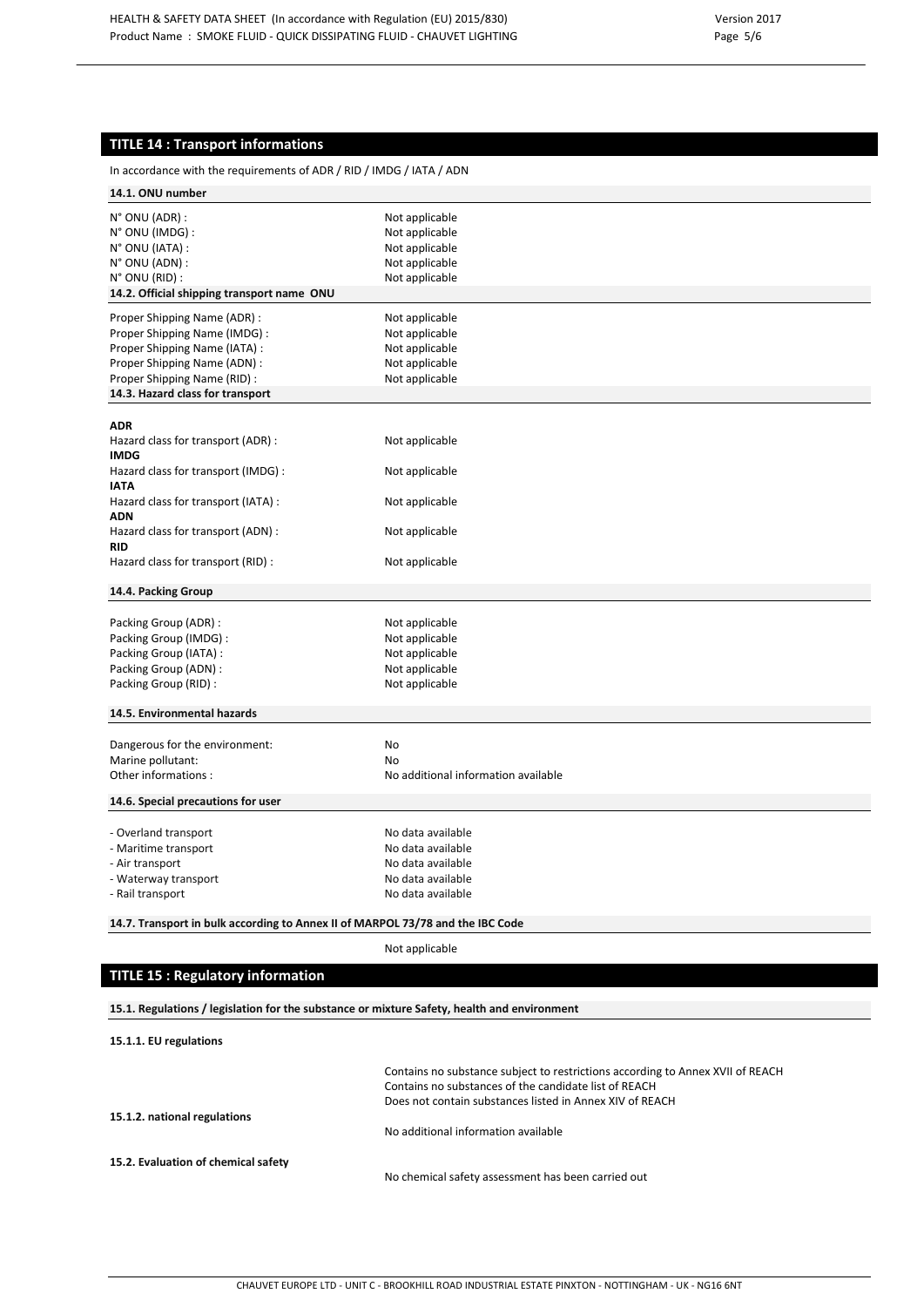## TITLE 14 : Transport informations

In accordance with the requirements of ADR / RID / IMDG / IATA / ADN

### 14.1. ONU number

| | |
|---|---|
| N° ONU (ADR) : | Not applicable |
| N° ONU (IMDG) : | Not applicable |
| N° ONU (IATA) : | Not applicable |
| N° ONU (ADN) : | Not applicable |
| N° ONU (RID) : | Not applicable |

### 14.2. Official shipping transport name ONU

| | |
|---|---|
| Proper Shipping Name (ADR) : | Not applicable |
| Proper Shipping Name (IMDG) : | Not applicable |
| Proper Shipping Name (IATA) : | Not applicable |
| Proper Shipping Name (ADN) : | Not applicable |
| Proper Shipping Name (RID) : | Not applicable |

### 14.3. Hazard class for transport

**ADR**
Hazard class for transport (ADR) : Not applicable

**IMDG**
Hazard class for transport (IMDG) : Not applicable

**IATA**
Hazard class for transport (IATA) : Not applicable

**ADN**
Hazard class for transport (ADN) : Not applicable

**RID**
Hazard class for transport (RID) : Not applicable

### 14.4. Packing Group

| | |
|---|---|
| Packing Group (ADR) : | Not applicable |
| Packing Group (IMDG) : | Not applicable |
| Packing Group (IATA) : | Not applicable |
| Packing Group (ADN) : | Not applicable |
| Packing Group (RID) : | Not applicable |

### 14.5. Environmental hazards

| | |
|---|---|
| Dangerous for the environment: | No |
| Marine pollutant: | No |
| Other informations : | No additional information available |

### 14.6. Special precautions for user

| | |
|---|---|
| - Overland transport | No data available |
| - Maritime transport | No data available |
| - Air transport | No data available |
| - Waterway transport | No data available |
| - Rail transport | No data available |

### 14.7. Transport in bulk according to Annex II of MARPOL 73/78 and the IBC Code

Not applicable

## TITLE 15 : Regulatory information

### 15.1. Regulations / legislation for the substance or mixture Safety, health and environment

#### 15.1.1. EU regulations

Contains no substance subject to restrictions according to Annex XVII of REACH
Contains no substances of the candidate list of REACH
Does not contain substances listed in Annex XIV of REACH

#### 15.1.2. national regulations

No additional information available

### 15.2. Evaluation of chemical safety

No chemical safety assessment has been carried out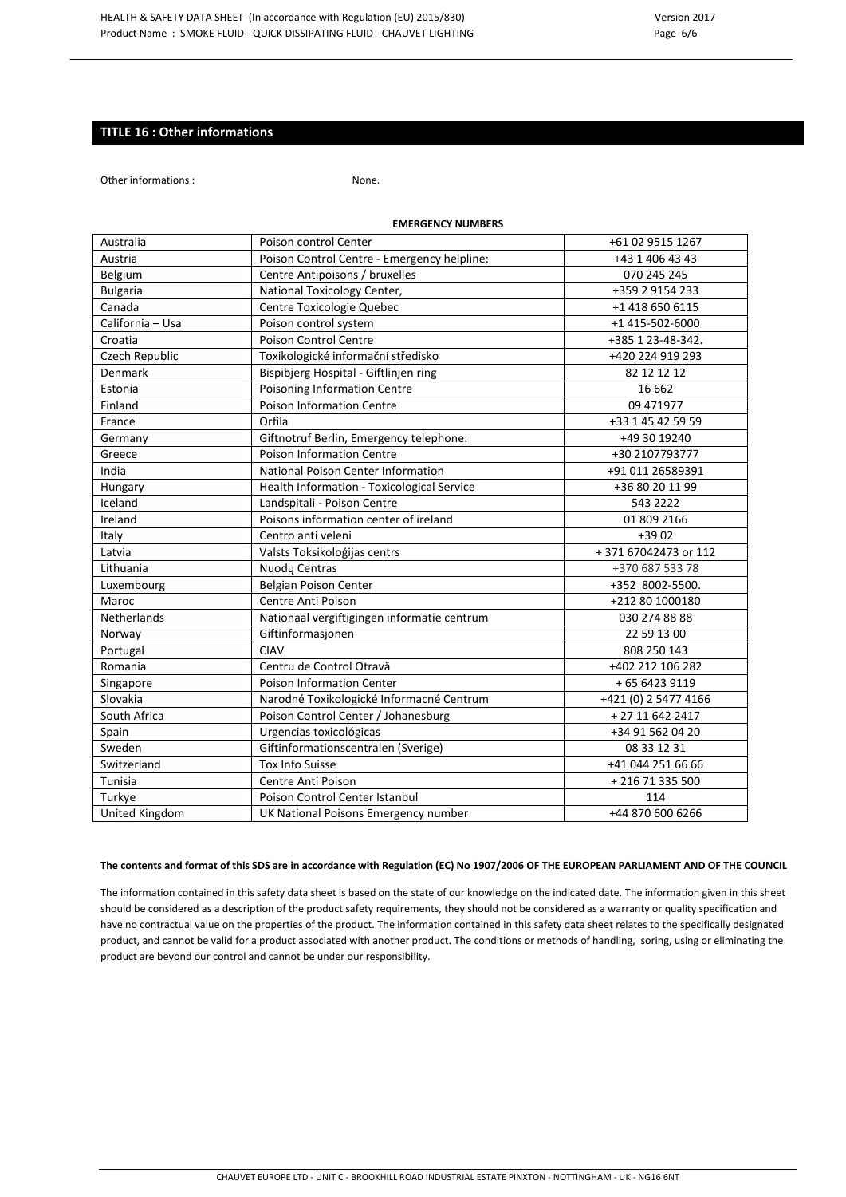## TITLE 16 : Other informations

Other informations : None.

**EMERGENCY NUMBERS**

| | | |
|---|---|---|
| Australia | Poison control Center | +61 02 9515 1267 |
| Austria | Poison Control Centre - Emergency helpline: | +43 1 406 43 43 |
| Belgium | Centre Antipoisons / bruxelles | 070 245 245 |
| Bulgaria | National Toxicology Center, | +359 2 9154 233 |
| Canada | Centre Toxicologie Quebec | +1 418 650 6115 |
| California – Usa | Poison control system | +1 415-502-6000 |
| Croatia | Poison Control Centre | +385 1 23-48-342. |
| Czech Republic | Toxikologické informační středisko | +420 224 919 293 |
| Denmark | Bispibjerg Hospital - Giftlinjen ring | 82 12 12 12 |
| Estonia | Poisoning Information Centre | 16 662 |
| Finland | Poison Information Centre | 09 471977 |
| France | Orfila | +33 1 45 42 59 59 |
| Germany | Giftnotruf Berlin, Emergency telephone: | +49 30 19240 |
| Greece | Poison Information Centre | +30 2107793777 |
| India | National Poison Center Information | +91 011 26589391 |
| Hungary | Health Information - Toxicological Service | +36 80 20 11 99 |
| Iceland | Landspitali - Poison Centre | 543 2222 |
| Ireland | Poisons information center of ireland | 01 809 2166 |
| Italy | Centro anti veleni | +39 02 |
| Latvia | Valsts Toksikoloģijas centrs | + 371 67042473 or 112 |
| Lithuania | Nuodų Centras | +370 687 533 78 |
| Luxembourg | Belgian Poison Center | +352 8002-5500. |
| Maroc | Centre Anti Poison | +212 80 1000180 |
| Netherlands | Nationaal vergiftigingen informatie centrum | 030 274 88 88 |
| Norway | Giftinformasjonen | 22 59 13 00 |
| Portugal | CIAV | 808 250 143 |
| Romania | Centru de Control Otravă | +402 212 106 282 |
| Singapore | Poison Information Center | + 65 6423 9119 |
| Slovakia | Narodné Toxikologické Informacné Centrum | +421 (0) 2 5477 4166 |
| South Africa | Poison Control Center / Johanesburg | + 27 11 642 2417 |
| Spain | Urgencias toxicológicas | +34 91 562 04 20 |
| Sweden | Giftinformationscentralen (Sverige) | 08 33 12 31 |
| Switzerland | Tox Info Suisse | +41 044 251 66 66 |
| Tunisia | Centre Anti Poison | + 216 71 335 500 |
| Turkye | Poison Control Center Istanbul | 114 |
| United Kingdom | UK National Poisons Emergency number | +44 870 600 6266 |

**The contents and format of this SDS are in accordance with Regulation (EC) No 1907/2006 OF THE EUROPEAN PARLIAMENT AND OF THE COUNCIL**

The information contained in this safety data sheet is based on the state of our knowledge on the indicated date. The information given in this sheet should be considered as a description of the product safety requirements, they should not be considered as a warranty or quality specification and have no contractual value on the properties of the product. The information contained in this safety data sheet relates to the specifically designated product, and cannot be valid for a product associated with another product. The conditions or methods of handling, soring, using or eliminating the product are beyond our control and cannot be under our responsibility.